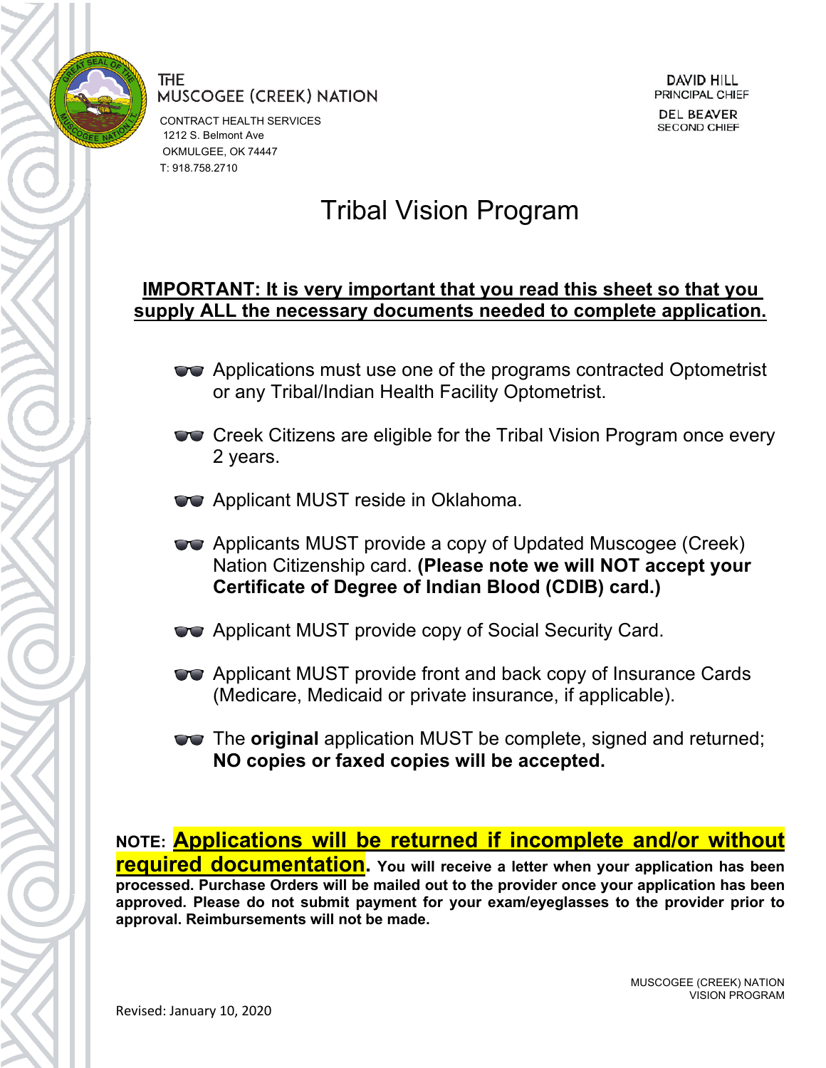THE
MUSCOGEE (CREEK) NATION

CONTRACT HEALTH SERVICES
1212 S. Belmont Ave
OKMULGEE, OK 74447
T: 918.758.2710

DAVID HILL
PRINCIPAL CHIEF

DEL BEAVER
SECOND CHIEF

# Tribal Vision Program

**IMPORTANT: It is very important that you read this sheet so that you supply ALL the necessary documents needed to complete application.**

- Applications must use one of the programs contracted Optometrist or any Tribal/Indian Health Facility Optometrist.
- Creek Citizens are eligible for the Tribal Vision Program once every 2 years.
- Applicant MUST reside in Oklahoma.
- Applicants MUST provide a copy of Updated Muscogee (Creek) Nation Citizenship card. **(Please note we will NOT accept your Certificate of Degree of Indian Blood (CDIB) card.)**
- Applicant MUST provide copy of Social Security Card.
- Applicant MUST provide front and back copy of Insurance Cards (Medicare, Medicaid or private insurance, if applicable).
- The **original** application MUST be complete, signed and returned; **NO copies or faxed copies will be accepted.**

**NOTE: Applications will be returned if incomplete and/or without required documentation. You will receive a letter when your application has been processed. Purchase Orders will be mailed out to the provider once your application has been approved. Please do not submit payment for your exam/eyeglasses to the provider prior to approval. Reimbursements will not be made.**

MUSCOGEE (CREEK) NATION
VISION PROGRAM

Revised: January 10, 2020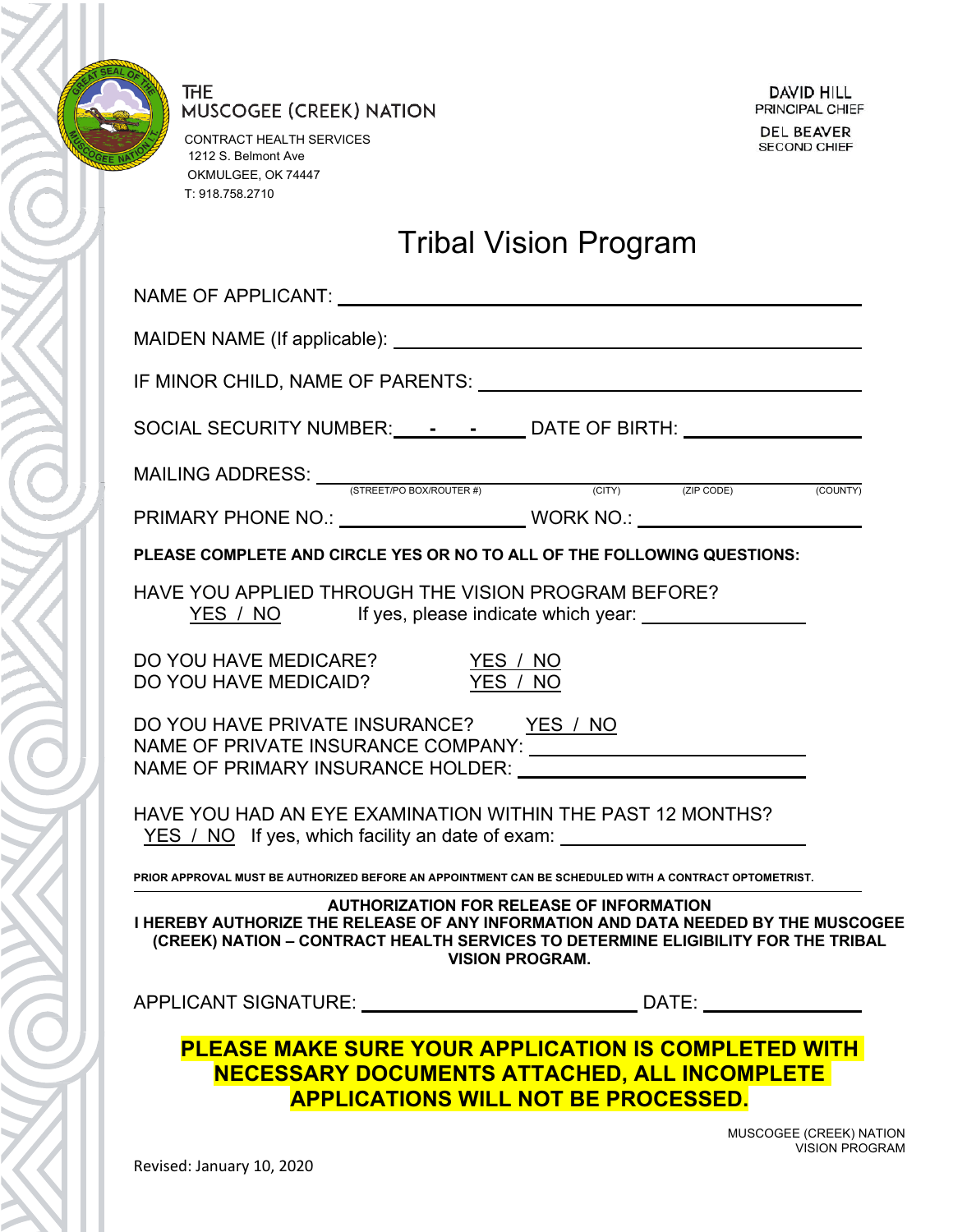THE
MUSCOGEE (CREEK) NATION

CONTRACT HEALTH SERVICES
1212 S. Belmont Ave
OKMULGEE, OK 74447
T: 918.758.2710

DAVID HILL
PRINCIPAL CHIEF

DEL BEAVER
SECOND CHIEF

# Tribal Vision Program

NAME OF APPLICANT: ______________________________

MAIDEN NAME (If applicable): ______________________________

IF MINOR CHILD, NAME OF PARENTS: ______________________________

SOCIAL SECURITY NUMBER: ____-____-____ DATE OF BIRTH: ______________

MAILING ADDRESS: ______________________________
(STREET/PO BOX/ROUTER #) (CITY) (ZIP CODE) (COUNTY)

PRIMARY PHONE NO.: ______________ WORK NO.: ______________

**PLEASE COMPLETE AND CIRCLE YES OR NO TO ALL OF THE FOLLOWING QUESTIONS:**

HAVE YOU APPLIED THROUGH THE VISION PROGRAM BEFORE?
YES / NO If yes, please indicate which year: ______________

DO YOU HAVE MEDICARE? YES / NO
DO YOU HAVE MEDICAID? YES / NO

DO YOU HAVE PRIVATE INSURANCE? YES / NO
NAME OF PRIVATE INSURANCE COMPANY: ______________
NAME OF PRIMARY INSURANCE HOLDER: ______________

HAVE YOU HAD AN EYE EXAMINATION WITHIN THE PAST 12 MONTHS?
YES / NO If yes, which facility an date of exam: ______________

**PRIOR APPROVAL MUST BE AUTHORIZED BEFORE AN APPOINTMENT CAN BE SCHEDULED WITH A CONTRACT OPTOMETRIST.**

**AUTHORIZATION FOR RELEASE OF INFORMATION**
**I HEREBY AUTHORIZE THE RELEASE OF ANY INFORMATION AND DATA NEEDED BY THE MUSCOGEE (CREEK) NATION – CONTRACT HEALTH SERVICES TO DETERMINE ELIGIBILITY FOR THE TRIBAL VISION PROGRAM.**

APPLICANT SIGNATURE: ______________________ DATE: ______________

**PLEASE MAKE SURE YOUR APPLICATION IS COMPLETED WITH NECESSARY DOCUMENTS ATTACHED, ALL INCOMPLETE APPLICATIONS WILL NOT BE PROCESSED.**

MUSCOGEE (CREEK) NATION
VISION PROGRAM

Revised: January 10, 2020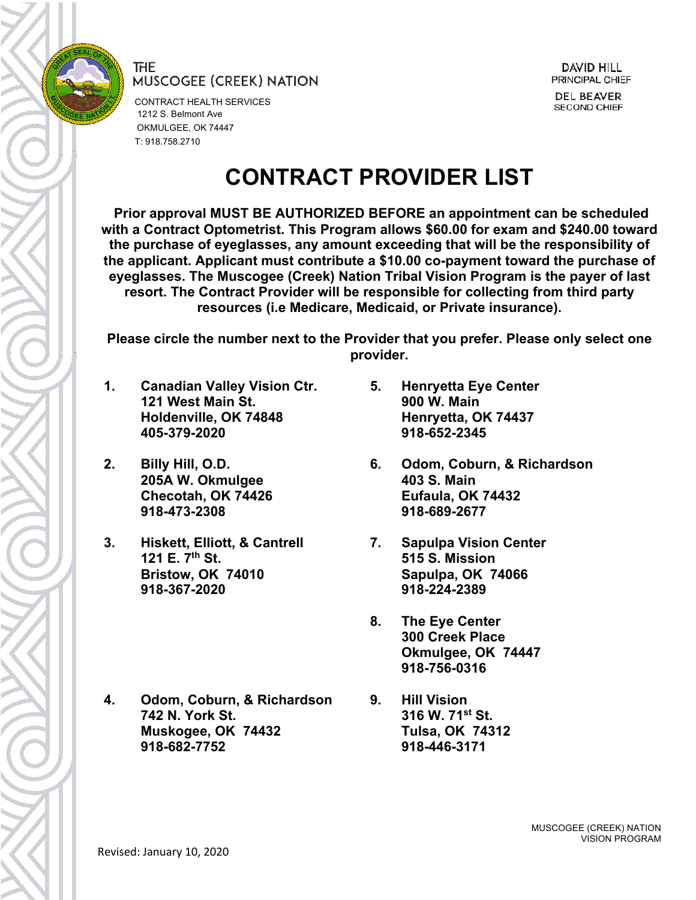THE MUSCOGEE (CREEK) NATION

CONTRACT HEALTH SERVICES
1212 S. Belmont Ave
OKMULGEE, OK 74447
T: 918.758.2710

DAVID HILL
PRINCIPAL CHIEF

DEL BEAVER
SECOND CHIEF

# CONTRACT PROVIDER LIST

**Prior approval MUST BE AUTHORIZED BEFORE an appointment can be scheduled with a Contract Optometrist. This Program allows $60.00 for exam and $240.00 toward the purchase of eyeglasses, any amount exceeding that will be the responsibility of the applicant. Applicant must contribute a $10.00 co-payment toward the purchase of eyeglasses. The Muscogee (Creek) Nation Tribal Vision Program is the payer of last resort. The Contract Provider will be responsible for collecting from third party resources (i.e Medicare, Medicaid, or Private insurance).**

**Please circle the number next to the Provider that you prefer. Please only select one provider.**

1. **Canadian Valley Vision Ctr.**
   **121 West Main St.**
   **Holdenville, OK 74848**
   **405-379-2020**

2. **Billy Hill, O.D.**
   **205A W. Okmulgee**
   **Checotah, OK 74426**
   **918-473-2308**

3. **Hiskett, Elliott, & Cantrell**
   **121 E. 7th St.**
   **Bristow, OK 74010**
   **918-367-2020**

4. **Odom, Coburn, & Richardson**
   **742 N. York St.**
   **Muskogee, OK 74432**
   **918-682-7752**

5. **Henryetta Eye Center**
   **900 W. Main**
   **Henryetta, OK 74437**
   **918-652-2345**

6. **Odom, Coburn, & Richardson**
   **403 S. Main**
   **Eufaula, OK 74432**
   **918-689-2677**

7. **Sapulpa Vision Center**
   **515 S. Mission**
   **Sapulpa, OK 74066**
   **918-224-2389**

8. **The Eye Center**
   **300 Creek Place**
   **Okmulgee, OK 74447**
   **918-756-0316**

9. **Hill Vision**
   **316 W. 71st St.**
   **Tulsa, OK 74312**
   **918-446-3171**

MUSCOGEE (CREEK) NATION
VISION PROGRAM

Revised: January 10, 2020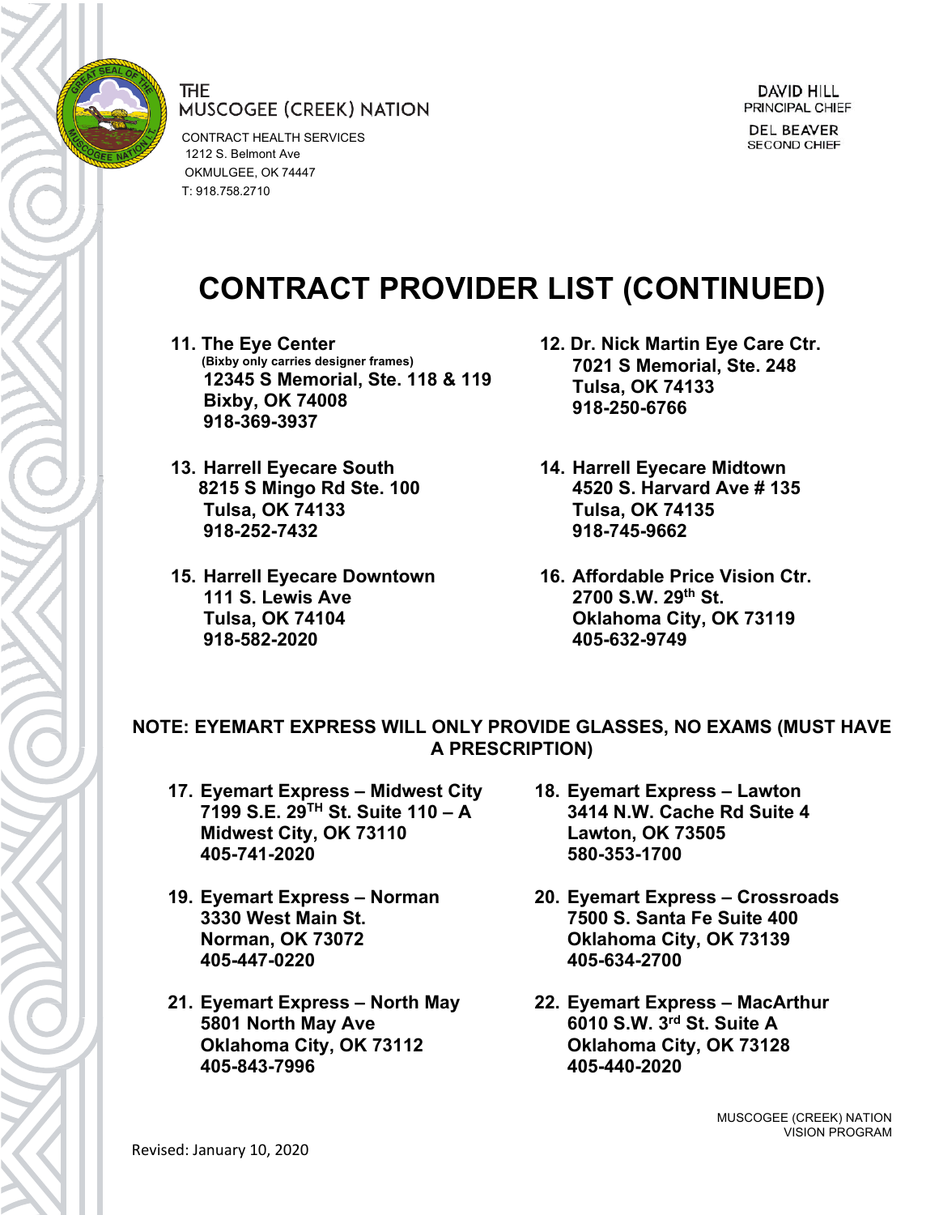THE MUSCOGEE (CREEK) NATION
CONTRACT HEALTH SERVICES
1212 S. Belmont Ave
OKMULGEE, OK 74447
T: 918.758.2710

DAVID HILL
PRINCIPAL CHIEF

DEL BEAVER
SECOND CHIEF

# CONTRACT PROVIDER LIST (CONTINUED)

11. **The Eye Center**
    **(Bixby only carries designer frames)**
    **12345 S Memorial, Ste. 118 & 119**
    **Bixby, OK 74008**
    **918-369-3937**

12. **Dr. Nick Martin Eye Care Ctr.**
    **7021 S Memorial, Ste. 248**
    **Tulsa, OK 74133**
    **918-250-6766**

13. **Harrell Eyecare South**
    **8215 S Mingo Rd Ste. 100**
    **Tulsa, OK 74133**
    **918-252-7432**

14. **Harrell Eyecare Midtown**
    **4520 S. Harvard Ave # 135**
    **Tulsa, OK 74135**
    **918-745-9662**

15. **Harrell Eyecare Downtown**
    **111 S. Lewis Ave**
    **Tulsa, OK 74104**
    **918-582-2020**

16. **Affordable Price Vision Ctr.**
    **2700 S.W. 29th St.**
    **Oklahoma City, OK 73119**
    **405-632-9749**

**NOTE: EYEMART EXPRESS WILL ONLY PROVIDE GLASSES, NO EXAMS (MUST HAVE A PRESCRIPTION)**

17. **Eyemart Express – Midwest City**
    **7199 S.E. 29TH St. Suite 110 – A**
    **Midwest City, OK 73110**
    **405-741-2020**

18. **Eyemart Express – Lawton**
    **3414 N.W. Cache Rd Suite 4**
    **Lawton, OK 73505**
    **580-353-1700**

19. **Eyemart Express – Norman**
    **3330 West Main St.**
    **Norman, OK 73072**
    **405-447-0220**

20. **Eyemart Express – Crossroads**
    **7500 S. Santa Fe Suite 400**
    **Oklahoma City, OK 73139**
    **405-634-2700**

21. **Eyemart Express – North May**
    **5801 North May Ave**
    **Oklahoma City, OK 73112**
    **405-843-7996**

22. **Eyemart Express – MacArthur**
    **6010 S.W. 3rd St. Suite A**
    **Oklahoma City, OK 73128**
    **405-440-2020**

MUSCOGEE (CREEK) NATION
VISION PROGRAM

Revised: January 10, 2020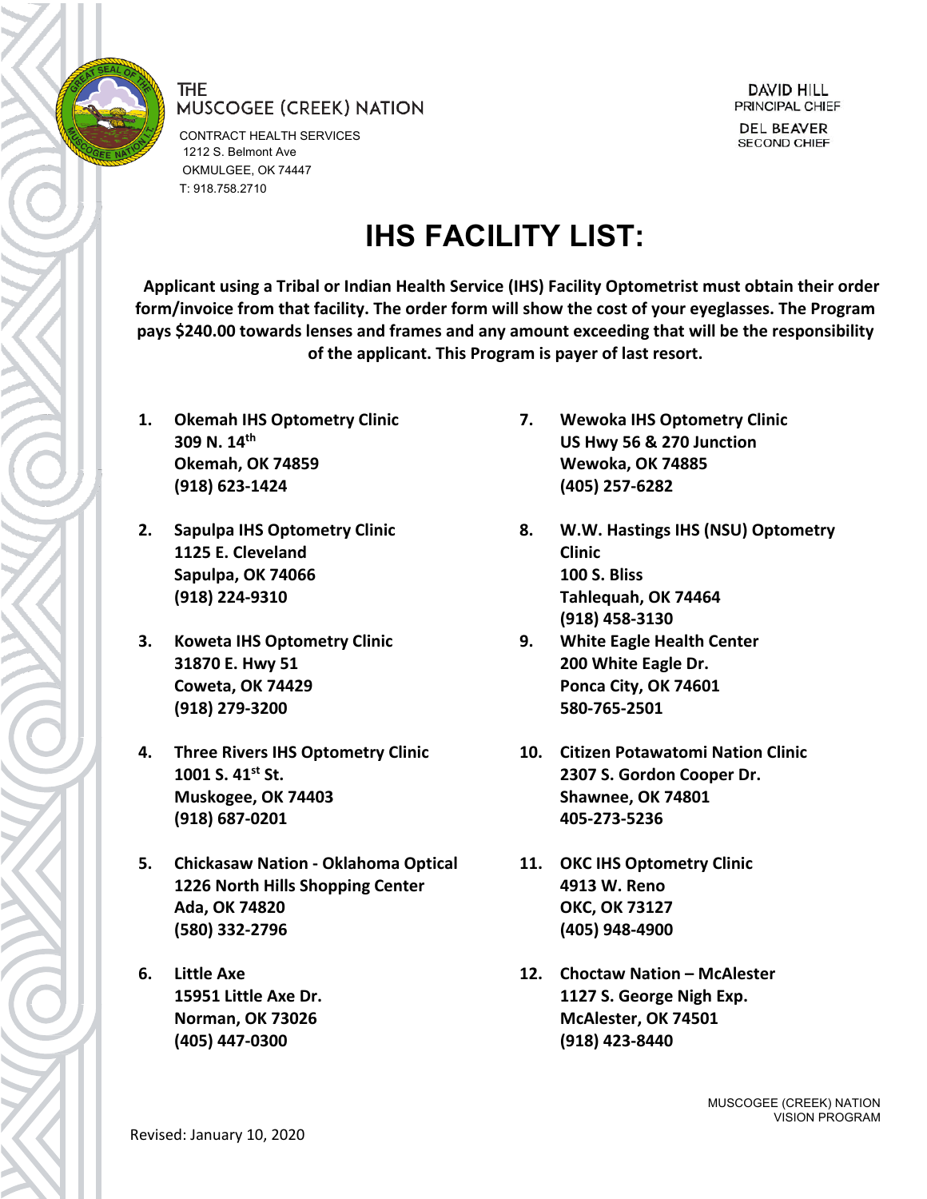THE
MUSCOGEE (CREEK) NATION

CONTRACT HEALTH SERVICES
1212 S. Belmont Ave
OKMULGEE, OK 74447
T: 918.758.2710

DAVID HILL
PRINCIPAL CHIEF

DEL BEAVER
SECOND CHIEF

# IHS FACILITY LIST:

**Applicant using a Tribal or Indian Health Service (IHS) Facility Optometrist must obtain their order form/invoice from that facility. The order form will show the cost of your eyeglasses. The Program pays $240.00 towards lenses and frames and any amount exceeding that will be the responsibility of the applicant. This Program is payer of last resort.**

1. **Okemah IHS Optometry Clinic**
   **309 N. 14th**
   **Okemah, OK 74859**
   **(918) 623-1424**

2. **Sapulpa IHS Optometry Clinic**
   **1125 E. Cleveland**
   **Sapulpa, OK 74066**
   **(918) 224-9310**

3. **Koweta IHS Optometry Clinic**
   **31870 E. Hwy 51**
   **Coweta, OK 74429**
   **(918) 279-3200**

4. **Three Rivers IHS Optometry Clinic**
   **1001 S. 41st St.**
   **Muskogee, OK 74403**
   **(918) 687-0201**

5. **Chickasaw Nation - Oklahoma Optical**
   **1226 North Hills Shopping Center**
   **Ada, OK 74820**
   **(580) 332-2796**

6. **Little Axe**
   **15951 Little Axe Dr.**
   **Norman, OK 73026**
   **(405) 447-0300**

7. **Wewoka IHS Optometry Clinic**
   **US Hwy 56 & 270 Junction**
   **Wewoka, OK 74885**
   **(405) 257-6282**

8. **W.W. Hastings IHS (NSU) Optometry Clinic**
   **100 S. Bliss**
   **Tahlequah, OK 74464**
   **(918) 458-3130**

9. **White Eagle Health Center**
   **200 White Eagle Dr.**
   **Ponca City, OK 74601**
   **580-765-2501**

10. **Citizen Potawatomi Nation Clinic**
    **2307 S. Gordon Cooper Dr.**
    **Shawnee, OK 74801**
    **405-273-5236**

11. **OKC IHS Optometry Clinic**
    **4913 W. Reno**
    **OKC, OK 73127**
    **(405) 948-4900**

12. **Choctaw Nation – McAlester**
    **1127 S. George Nigh Exp.**
    **McAlester, OK 74501**
    **(918) 423-8440**

MUSCOGEE (CREEK) NATION
VISION PROGRAM

Revised: January 10, 2020